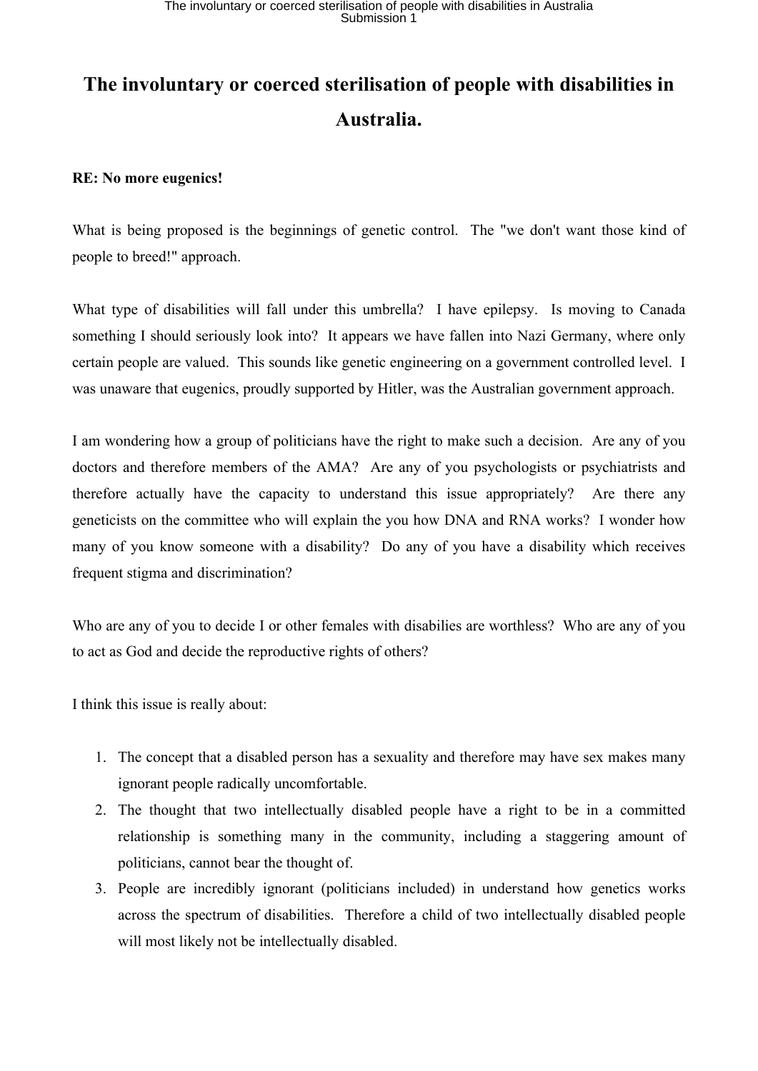# The involuntary or coerced sterilisation of people with disabilities in Australia.

**RE: No more eugenics!**

What is being proposed is the beginnings of genetic control. The "we don't want those kind of people to breed!" approach.

What type of disabilities will fall under this umbrella? I have epilepsy. Is moving to Canada something I should seriously look into? It appears we have fallen into Nazi Germany, where only certain people are valued. This sounds like genetic engineering on a government controlled level. I was unaware that eugenics, proudly supported by Hitler, was the Australian government approach.

I am wondering how a group of politicians have the right to make such a decision. Are any of you doctors and therefore members of the AMA? Are any of you psychologists or psychiatrists and therefore actually have the capacity to understand this issue appropriately? Are there any geneticists on the committee who will explain the you how DNA and RNA works? I wonder how many of you know someone with a disability? Do any of you have a disability which receives frequent stigma and discrimination?

Who are any of you to decide I or other females with disabilies are worthless? Who are any of you to act as God and decide the reproductive rights of others?

I think this issue is really about:

1. The concept that a disabled person has a sexuality and therefore may have sex makes many ignorant people radically uncomfortable.
2. The thought that two intellectually disabled people have a right to be in a committed relationship is something many in the community, including a staggering amount of politicians, cannot bear the thought of.
3. People are incredibly ignorant (politicians included) in understand how genetics works across the spectrum of disabilities. Therefore a child of two intellectually disabled people will most likely not be intellectually disabled.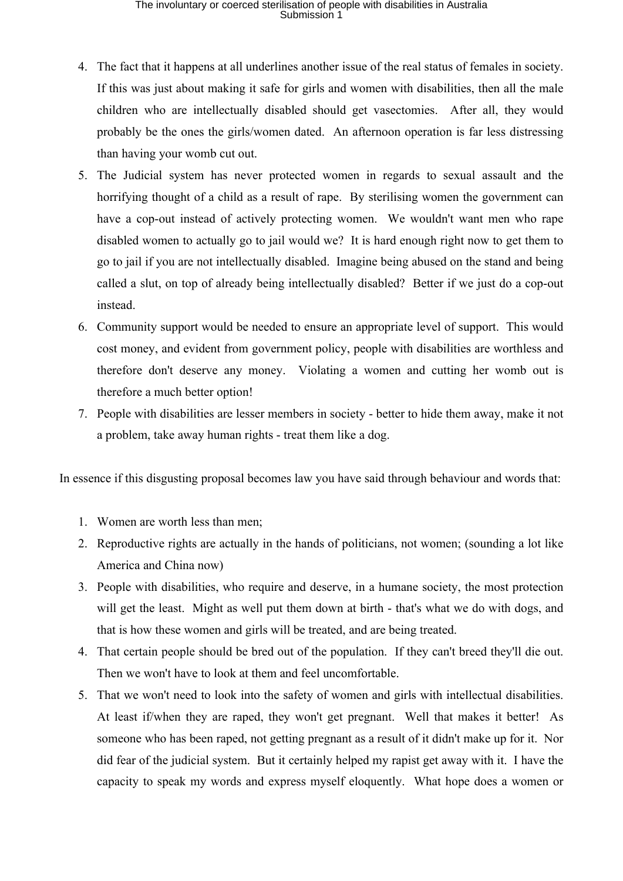4. The fact that it happens at all underlines another issue of the real status of females in society. If this was just about making it safe for girls and women with disabilities, then all the male children who are intellectually disabled should get vasectomies. After all, they would probably be the ones the girls/women dated. An afternoon operation is far less distressing than having your womb cut out.
5. The Judicial system has never protected women in regards to sexual assault and the horrifying thought of a child as a result of rape. By sterilising women the government can have a cop-out instead of actively protecting women. We wouldn't want men who rape disabled women to actually go to jail would we? It is hard enough right now to get them to go to jail if you are not intellectually disabled. Imagine being abused on the stand and being called a slut, on top of already being intellectually disabled? Better if we just do a cop-out instead.
6. Community support would be needed to ensure an appropriate level of support. This would cost money, and evident from government policy, people with disabilities are worthless and therefore don't deserve any money. Violating a women and cutting her womb out is therefore a much better option!
7. People with disabilities are lesser members in society - better to hide them away, make it not a problem, take away human rights - treat them like a dog.

In essence if this disgusting proposal becomes law you have said through behaviour and words that:

1. Women are worth less than men;
2. Reproductive rights are actually in the hands of politicians, not women; (sounding a lot like America and China now)
3. People with disabilities, who require and deserve, in a humane society, the most protection will get the least. Might as well put them down at birth - that's what we do with dogs, and that is how these women and girls will be treated, and are being treated.
4. That certain people should be bred out of the population. If they can't breed they'll die out. Then we won't have to look at them and feel uncomfortable.
5. That we won't need to look into the safety of women and girls with intellectual disabilities. At least if/when they are raped, they won't get pregnant. Well that makes it better! As someone who has been raped, not getting pregnant as a result of it didn't make up for it. Nor did fear of the judicial system. But it certainly helped my rapist get away with it. I have the capacity to speak my words and express myself eloquently. What hope does a women or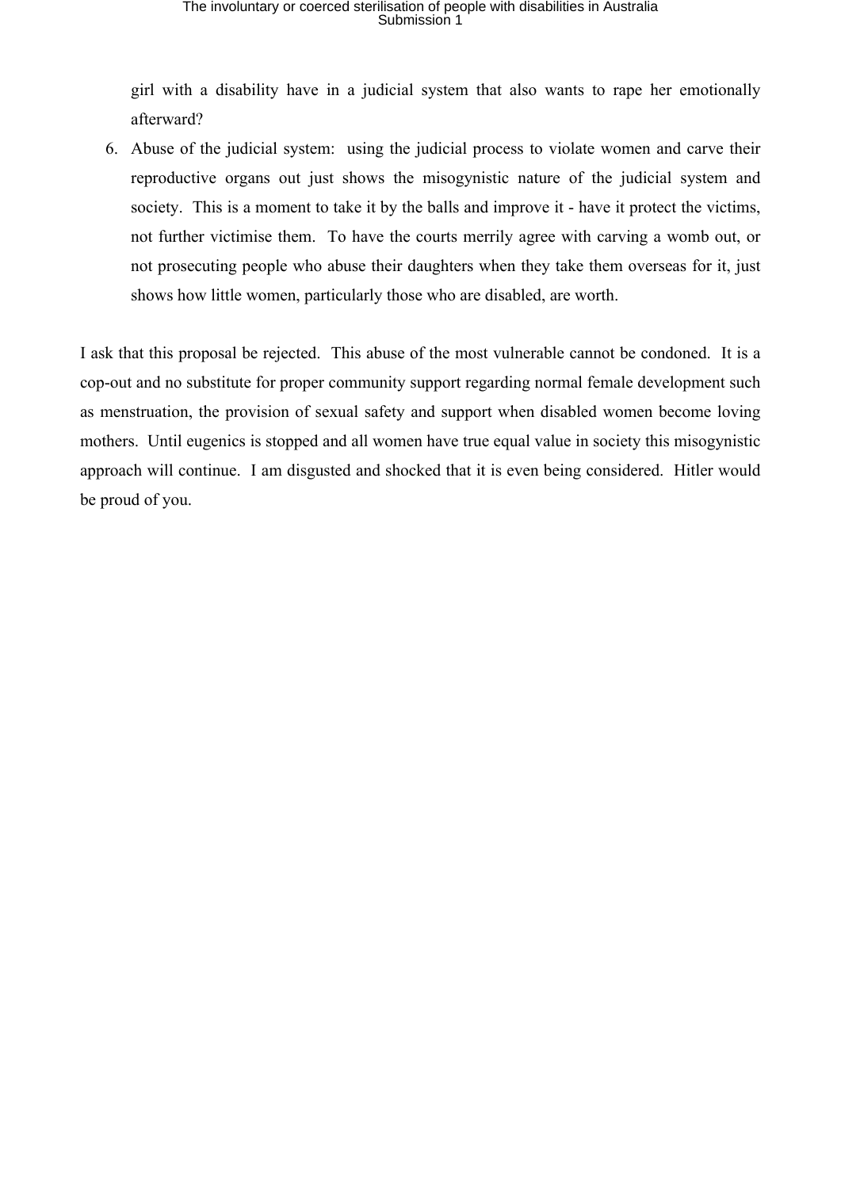girl with a disability have in a judicial system that also wants to rape her emotionally afterward?

6. Abuse of the judicial system: using the judicial process to violate women and carve their reproductive organs out just shows the misogynistic nature of the judicial system and society. This is a moment to take it by the balls and improve it - have it protect the victims, not further victimise them. To have the courts merrily agree with carving a womb out, or not prosecuting people who abuse their daughters when they take them overseas for it, just shows how little women, particularly those who are disabled, are worth.

I ask that this proposal be rejected. This abuse of the most vulnerable cannot be condoned. It is a cop-out and no substitute for proper community support regarding normal female development such as menstruation, the provision of sexual safety and support when disabled women become loving mothers. Until eugenics is stopped and all women have true equal value in society this misogynistic approach will continue. I am disgusted and shocked that it is even being considered. Hitler would be proud of you.